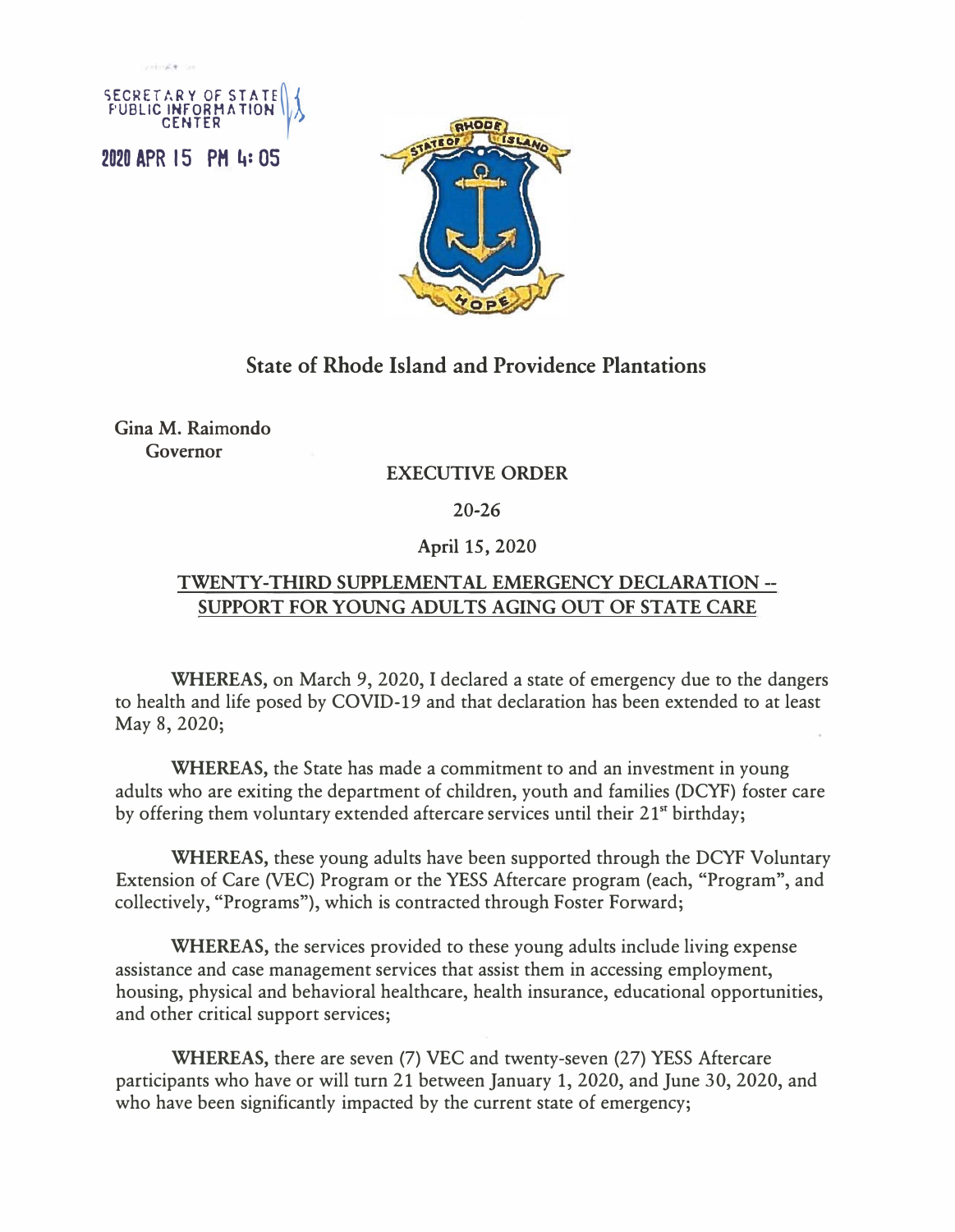SECRETARY OF STATE
PUBLIC INFORMATION
CENTER

2020 APR 15 PM 4:05

**State of Rhode Island and Providence Plantations**

**Gina M. Raimondo**
**Governor**

**EXECUTIVE ORDER**

**20-26**

**April 15, 2020**

**TWENTY-THIRD SUPPLEMENTAL EMERGENCY DECLARATION -- SUPPORT FOR YOUNG ADULTS AGING OUT OF STATE CARE**

**WHEREAS,** on March 9, 2020, I declared a state of emergency due to the dangers to health and life posed by COVID-19 and that declaration has been extended to at least May 8, 2020;

**WHEREAS,** the State has made a commitment to and an investment in young adults who are exiting the department of children, youth and families (DCYF) foster care by offering them voluntary extended aftercare services until their 21st birthday;

**WHEREAS,** these young adults have been supported through the DCYF Voluntary Extension of Care (VEC) Program or the YESS Aftercare program (each, "Program", and collectively, "Programs"), which is contracted through Foster Forward;

**WHEREAS,** the services provided to these young adults include living expense assistance and case management services that assist them in accessing employment, housing, physical and behavioral healthcare, health insurance, educational opportunities, and other critical support services;

**WHEREAS,** there are seven (7) VEC and twenty-seven (27) YESS Aftercare participants who have or will turn 21 between January 1, 2020, and June 30, 2020, and who have been significantly impacted by the current state of emergency;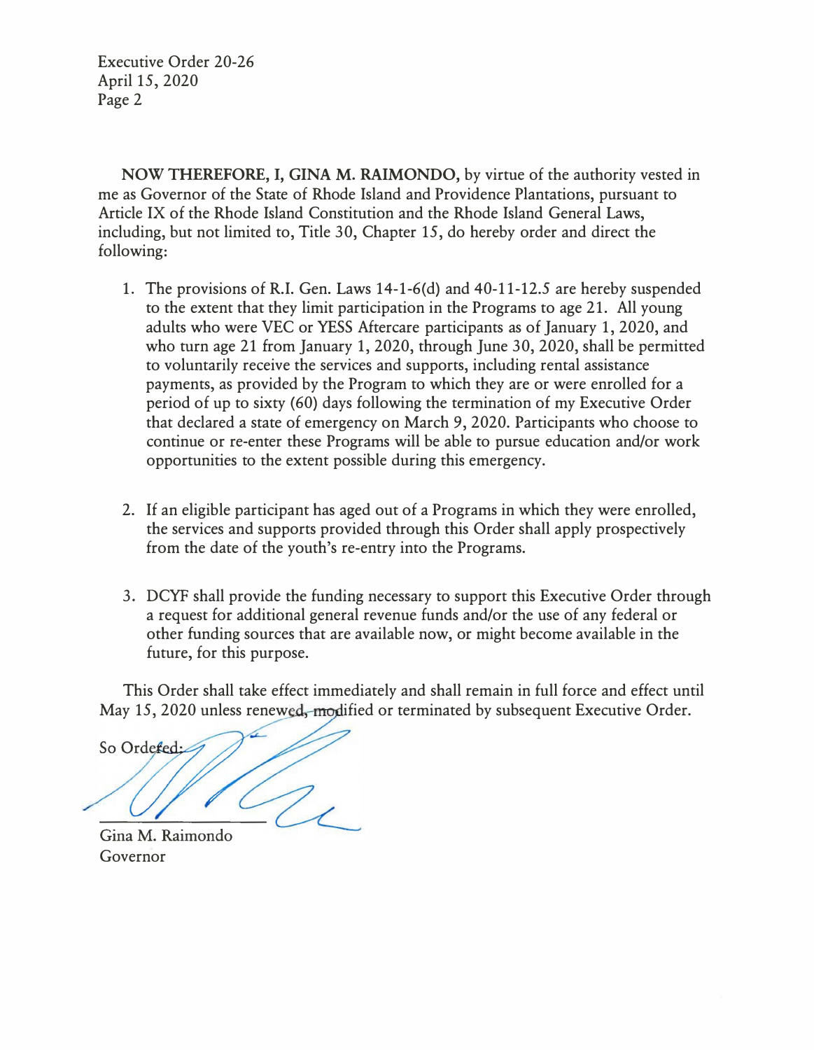**NOW THEREFORE, I, GINA M. RAIMONDO,** by virtue of the authority vested in me as Governor of the State of Rhode Island and Providence Plantations, pursuant to Article IX of the Rhode Island Constitution and the Rhode Island General Laws, including, but not limited to, Title 30, Chapter 15, do hereby order and direct the following:

1. The provisions of R.I. Gen. Laws 14-1-6(d) and 40-11-12.5 are hereby suspended to the extent that they limit participation in the Programs to age 21. All young adults who were VEC or YESS Aftercare participants as of January 1, 2020, and who turn age 21 from January 1, 2020, through June 30, 2020, shall be permitted to voluntarily receive the services and supports, including rental assistance payments, as provided by the Program to which they are or were enrolled for a period of up to sixty (60) days following the termination of my Executive Order that declared a state of emergency on March 9, 2020. Participants who choose to continue or re-enter these Programs will be able to pursue education and/or work opportunities to the extent possible during this emergency.

2. If an eligible participant has aged out of a Programs in which they were enrolled, the services and supports provided through this Order shall apply prospectively from the date of the youth's re-entry into the Programs.

3. DCYF shall provide the funding necessary to support this Executive Order through a request for additional general revenue funds and/or the use of any federal or other funding sources that are available now, or might become available in the future, for this purpose.

This Order shall take effect immediately and shall remain in full force and effect until May 15, 2020 unless renewed, modified or terminated by subsequent Executive Order.

So Ordered:

Gina M. Raimondo
Governor